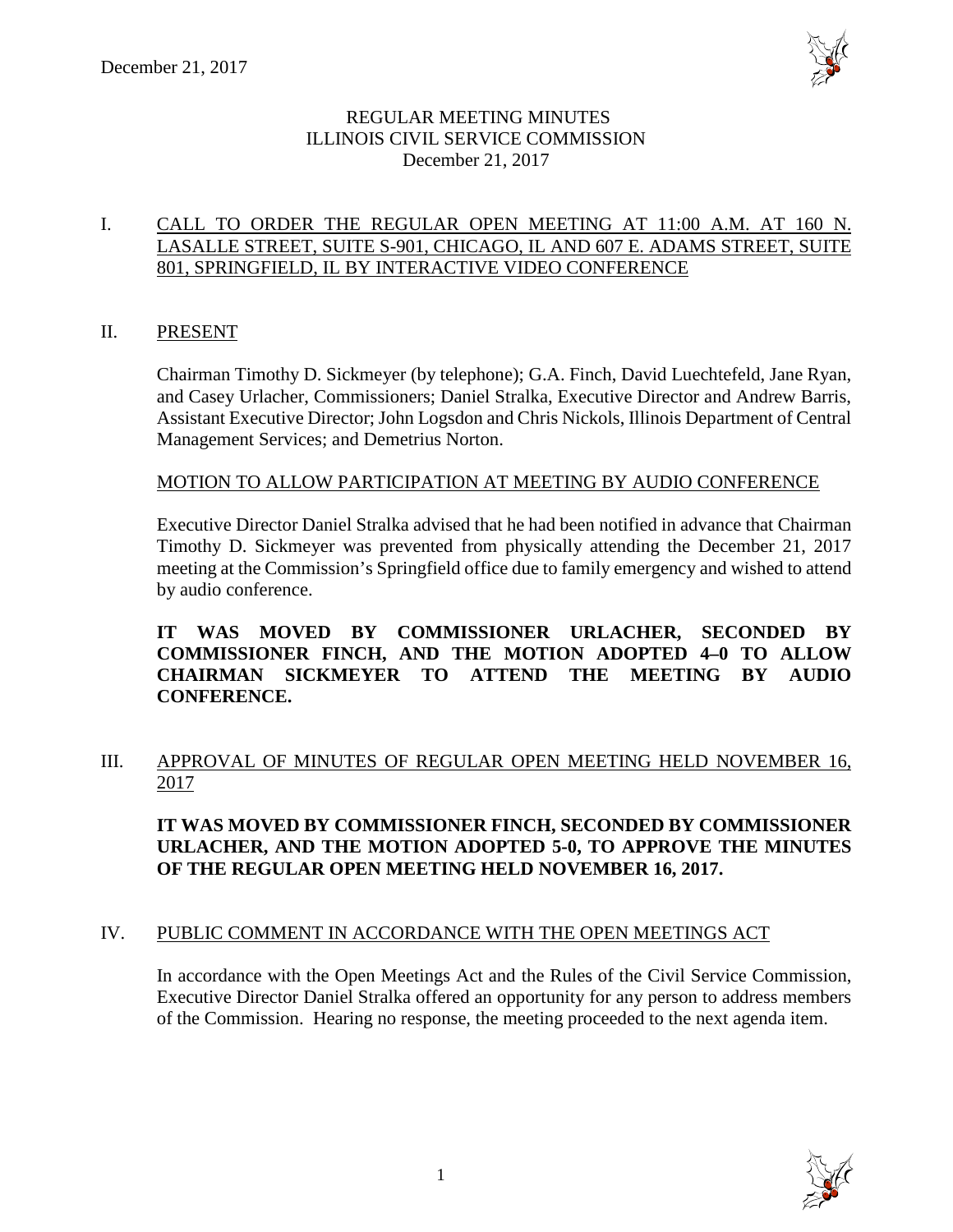December 21, 2017

# REGULAR MEETING MINUTES
# ILLINOIS CIVIL SERVICE COMMISSION
December 21, 2017

## I. CALL TO ORDER THE REGULAR OPEN MEETING AT 11:00 A.M. AT 160 N. LASALLE STREET, SUITE S-901, CHICAGO, IL AND 607 E. ADAMS STREET, SUITE 801, SPRINGFIELD, IL BY INTERACTIVE VIDEO CONFERENCE

## II. PRESENT

Chairman Timothy D. Sickmeyer (by telephone); G.A. Finch, David Luechtefeld, Jane Ryan, and Casey Urlacher, Commissioners; Daniel Stralka, Executive Director and Andrew Barris, Assistant Executive Director; John Logsdon and Chris Nickols, Illinois Department of Central Management Services; and Demetrius Norton.

### MOTION TO ALLOW PARTICIPATION AT MEETING BY AUDIO CONFERENCE

Executive Director Daniel Stralka advised that he had been notified in advance that Chairman Timothy D. Sickmeyer was prevented from physically attending the December 21, 2017 meeting at the Commission's Springfield office due to family emergency and wished to attend by audio conference.

**IT WAS MOVED BY COMMISSIONER URLACHER, SECONDED BY COMMISSIONER FINCH, AND THE MOTION ADOPTED 4–0 TO ALLOW CHAIRMAN SICKMEYER TO ATTEND THE MEETING BY AUDIO CONFERENCE.**

## III. APPROVAL OF MINUTES OF REGULAR OPEN MEETING HELD NOVEMBER 16, 2017

**IT WAS MOVED BY COMMISSIONER FINCH, SECONDED BY COMMISSIONER URLACHER, AND THE MOTION ADOPTED 5-0, TO APPROVE THE MINUTES OF THE REGULAR OPEN MEETING HELD NOVEMBER 16, 2017.**

## IV. PUBLIC COMMENT IN ACCORDANCE WITH THE OPEN MEETINGS ACT

In accordance with the Open Meetings Act and the Rules of the Civil Service Commission, Executive Director Daniel Stralka offered an opportunity for any person to address members of the Commission. Hearing no response, the meeting proceeded to the next agenda item.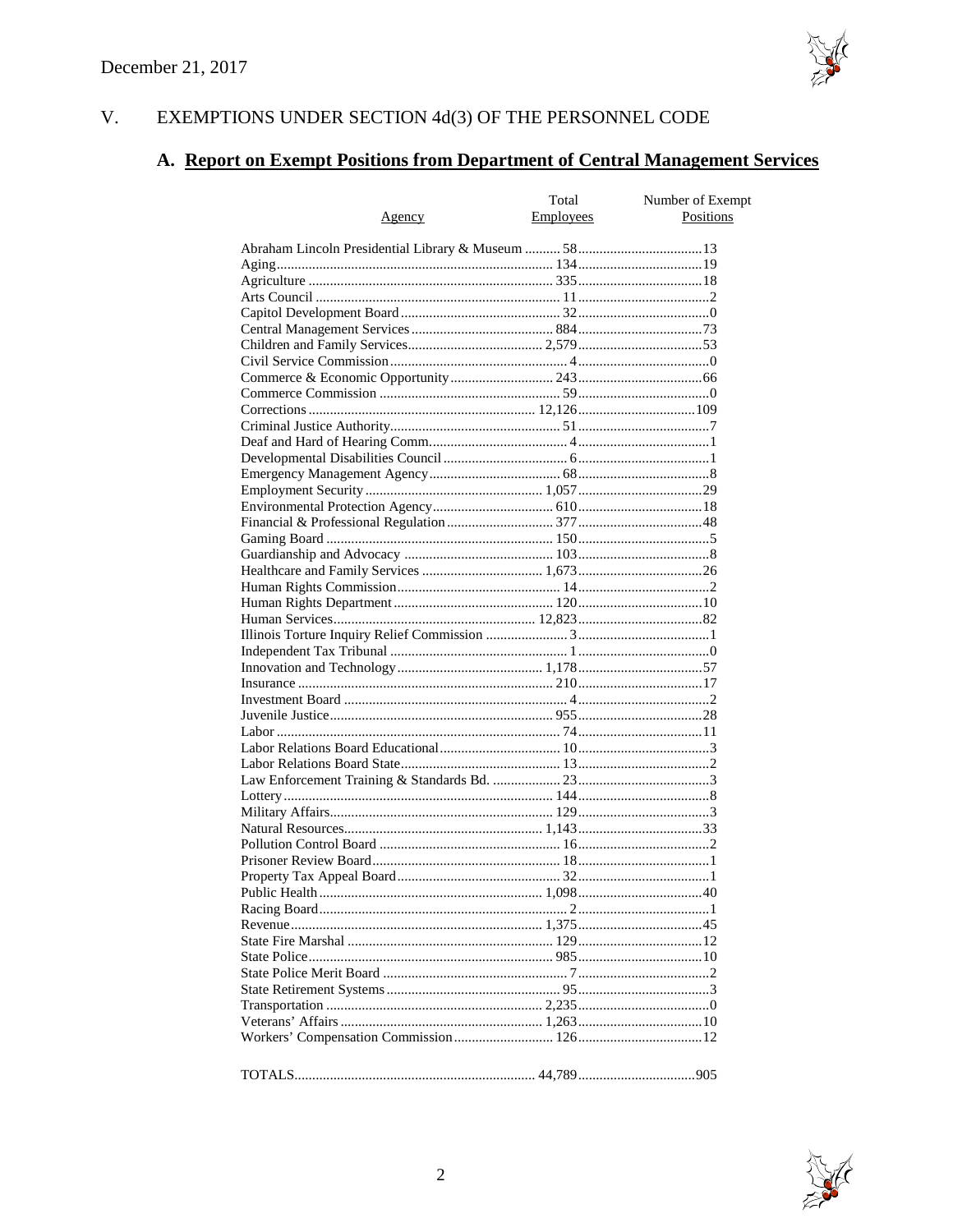December 21, 2017

## V. EXEMPTIONS UNDER SECTION 4d(3) OF THE PERSONNEL CODE

### A. Report on Exempt Positions from Department of Central Management Services

| Agency | Total Employees | Number of Exempt Positions |
|---|---|---|
| Abraham Lincoln Presidential Library & Museum | 58 | 13 |
| Aging | 134 | 19 |
| Agriculture | 335 | 18 |
| Arts Council | 11 | 2 |
| Capitol Development Board | 32 | 0 |
| Central Management Services | 884 | 73 |
| Children and Family Services | 2,579 | 53 |
| Civil Service Commission | 4 | 0 |
| Commerce & Economic Opportunity | 243 | 66 |
| Commerce Commission | 59 | 0 |
| Corrections | 12,126 | 109 |
| Criminal Justice Authority | 51 | 7 |
| Deaf and Hard of Hearing Comm. | 4 | 1 |
| Developmental Disabilities Council | 6 | 1 |
| Emergency Management Agency | 68 | 8 |
| Employment Security | 1,057 | 29 |
| Environmental Protection Agency | 610 | 18 |
| Financial & Professional Regulation | 377 | 48 |
| Gaming Board | 150 | 5 |
| Guardianship and Advocacy | 103 | 8 |
| Healthcare and Family Services | 1,673 | 26 |
| Human Rights Commission | 14 | 2 |
| Human Rights Department | 120 | 10 |
| Human Services | 12,823 | 82 |
| Illinois Torture Inquiry Relief Commission | 3 | 1 |
| Independent Tax Tribunal | 1 | 0 |
| Innovation and Technology | 1,178 | 57 |
| Insurance | 210 | 17 |
| Investment Board | 4 | 2 |
| Juvenile Justice | 955 | 28 |
| Labor | 74 | 11 |
| Labor Relations Board Educational | 10 | 3 |
| Labor Relations Board State | 13 | 2 |
| Law Enforcement Training & Standards Bd. | 23 | 3 |
| Lottery | 144 | 8 |
| Military Affairs | 129 | 3 |
| Natural Resources | 1,143 | 33 |
| Pollution Control Board | 16 | 2 |
| Prisoner Review Board | 18 | 1 |
| Property Tax Appeal Board | 32 | 1 |
| Public Health | 1,098 | 40 |
| Racing Board | 2 | 1 |
| Revenue | 1,375 | 45 |
| State Fire Marshal | 129 | 12 |
| State Police | 985 | 10 |
| State Police Merit Board | 7 | 2 |
| State Retirement Systems | 95 | 3 |
| Transportation | 2,235 | 0 |
| Veterans' Affairs | 1,263 | 10 |
| Workers' Compensation Commission | 126 | 12 |
| TOTALS | 44,789 | 905 |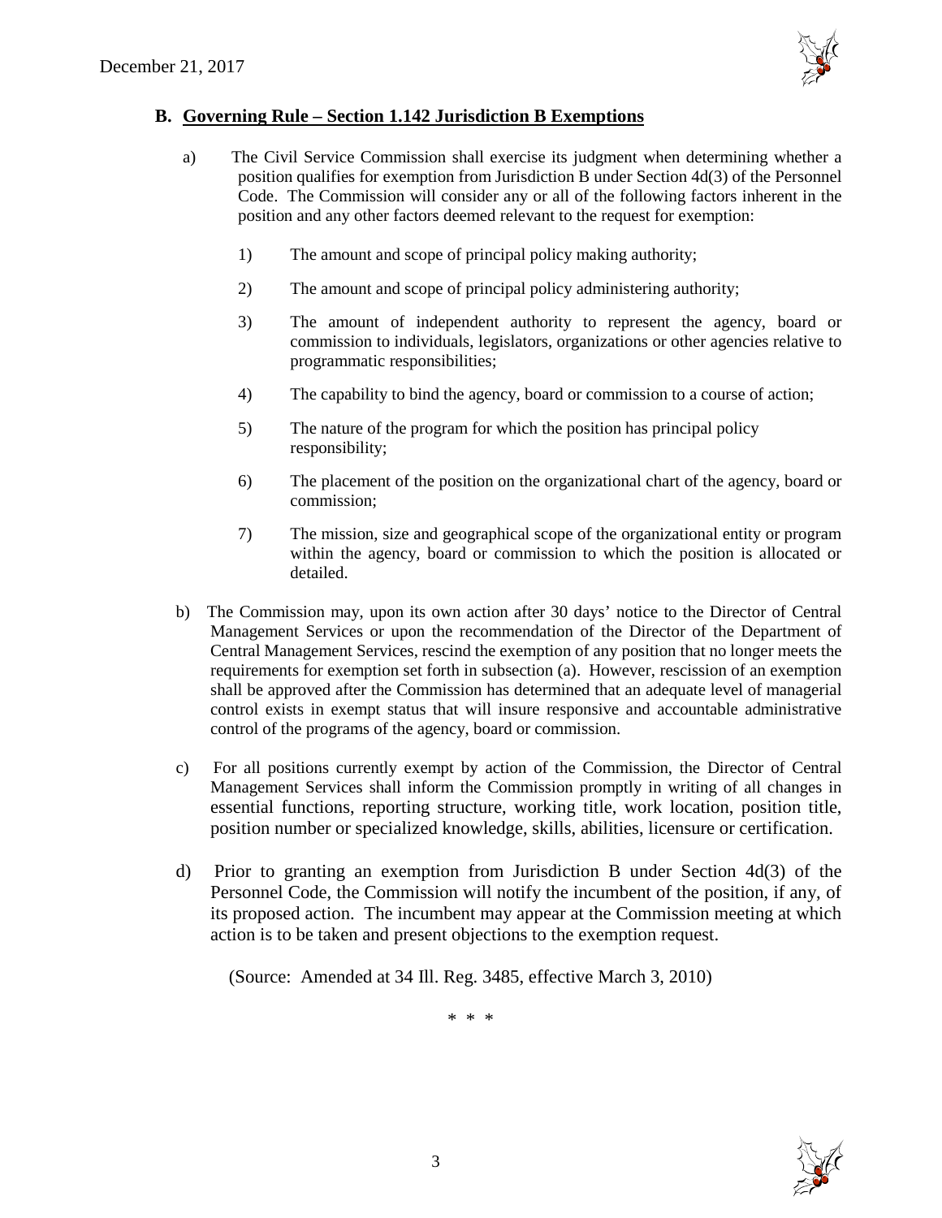## B. Governing Rule – Section 1.142 Jurisdiction B Exemptions

a) The Civil Service Commission shall exercise its judgment when determining whether a position qualifies for exemption from Jurisdiction B under Section 4d(3) of the Personnel Code. The Commission will consider any or all of the following factors inherent in the position and any other factors deemed relevant to the request for exemption:

1) The amount and scope of principal policy making authority;

2) The amount and scope of principal policy administering authority;

3) The amount of independent authority to represent the agency, board or commission to individuals, legislators, organizations or other agencies relative to programmatic responsibilities;

4) The capability to bind the agency, board or commission to a course of action;

5) The nature of the program for which the position has principal policy responsibility;

6) The placement of the position on the organizational chart of the agency, board or commission;

7) The mission, size and geographical scope of the organizational entity or program within the agency, board or commission to which the position is allocated or detailed.

b) The Commission may, upon its own action after 30 days' notice to the Director of Central Management Services or upon the recommendation of the Director of the Department of Central Management Services, rescind the exemption of any position that no longer meets the requirements for exemption set forth in subsection (a). However, rescission of an exemption shall be approved after the Commission has determined that an adequate level of managerial control exists in exempt status that will insure responsive and accountable administrative control of the programs of the agency, board or commission.

c) For all positions currently exempt by action of the Commission, the Director of Central Management Services shall inform the Commission promptly in writing of all changes in essential functions, reporting structure, working title, work location, position title, position number or specialized knowledge, skills, abilities, licensure or certification.

d) Prior to granting an exemption from Jurisdiction B under Section 4d(3) of the Personnel Code, the Commission will notify the incumbent of the position, if any, of its proposed action. The incumbent may appear at the Commission meeting at which action is to be taken and present objections to the exemption request.

(Source: Amended at 34 Ill. Reg. 3485, effective March 3, 2010)

\* \* \*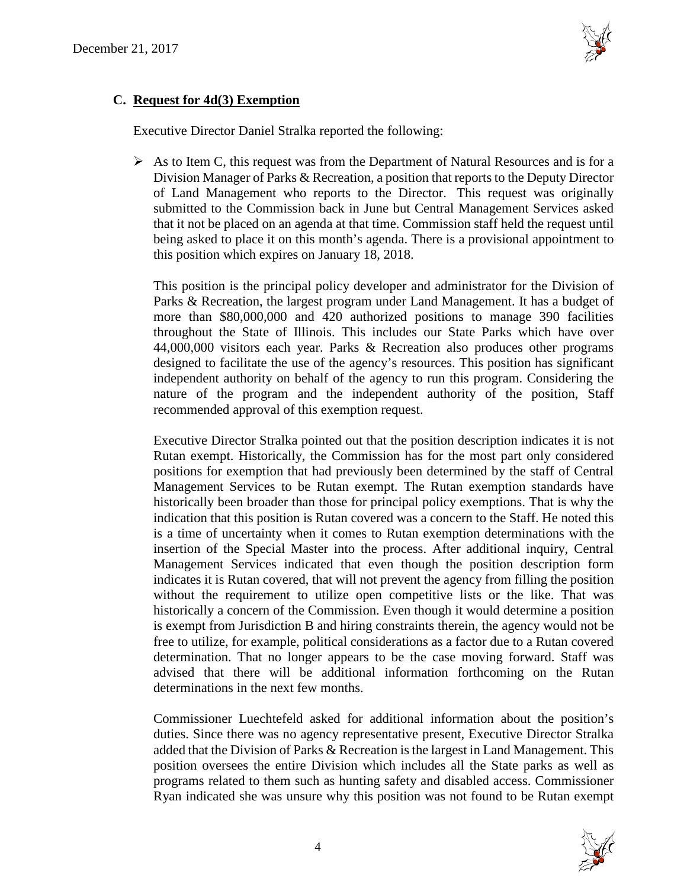### C. Request for 4d(3) Exemption

Executive Director Daniel Stralka reported the following:

- As to Item C, this request was from the Department of Natural Resources and is for a Division Manager of Parks & Recreation, a position that reports to the Deputy Director of Land Management who reports to the Director. This request was originally submitted to the Commission back in June but Central Management Services asked that it not be placed on an agenda at that time. Commission staff held the request until being asked to place it on this month's agenda. There is a provisional appointment to this position which expires on January 18, 2018.

  This position is the principal policy developer and administrator for the Division of Parks & Recreation, the largest program under Land Management. It has a budget of more than \$80,000,000 and 420 authorized positions to manage 390 facilities throughout the State of Illinois. This includes our State Parks which have over 44,000,000 visitors each year. Parks & Recreation also produces other programs designed to facilitate the use of the agency's resources. This position has significant independent authority on behalf of the agency to run this program. Considering the nature of the program and the independent authority of the position, Staff recommended approval of this exemption request.

  Executive Director Stralka pointed out that the position description indicates it is not Rutan exempt. Historically, the Commission has for the most part only considered positions for exemption that had previously been determined by the staff of Central Management Services to be Rutan exempt. The Rutan exemption standards have historically been broader than those for principal policy exemptions. That is why the indication that this position is Rutan covered was a concern to the Staff. He noted this is a time of uncertainty when it comes to Rutan exemption determinations with the insertion of the Special Master into the process. After additional inquiry, Central Management Services indicated that even though the position description form indicates it is Rutan covered, that will not prevent the agency from filling the position without the requirement to utilize open competitive lists or the like. That was historically a concern of the Commission. Even though it would determine a position is exempt from Jurisdiction B and hiring constraints therein, the agency would not be free to utilize, for example, political considerations as a factor due to a Rutan covered determination. That no longer appears to be the case moving forward. Staff was advised that there will be additional information forthcoming on the Rutan determinations in the next few months.

  Commissioner Luechtefeld asked for additional information about the position's duties. Since there was no agency representative present, Executive Director Stralka added that the Division of Parks & Recreation is the largest in Land Management. This position oversees the entire Division which includes all the State parks as well as programs related to them such as hunting safety and disabled access. Commissioner Ryan indicated she was unsure why this position was not found to be Rutan exempt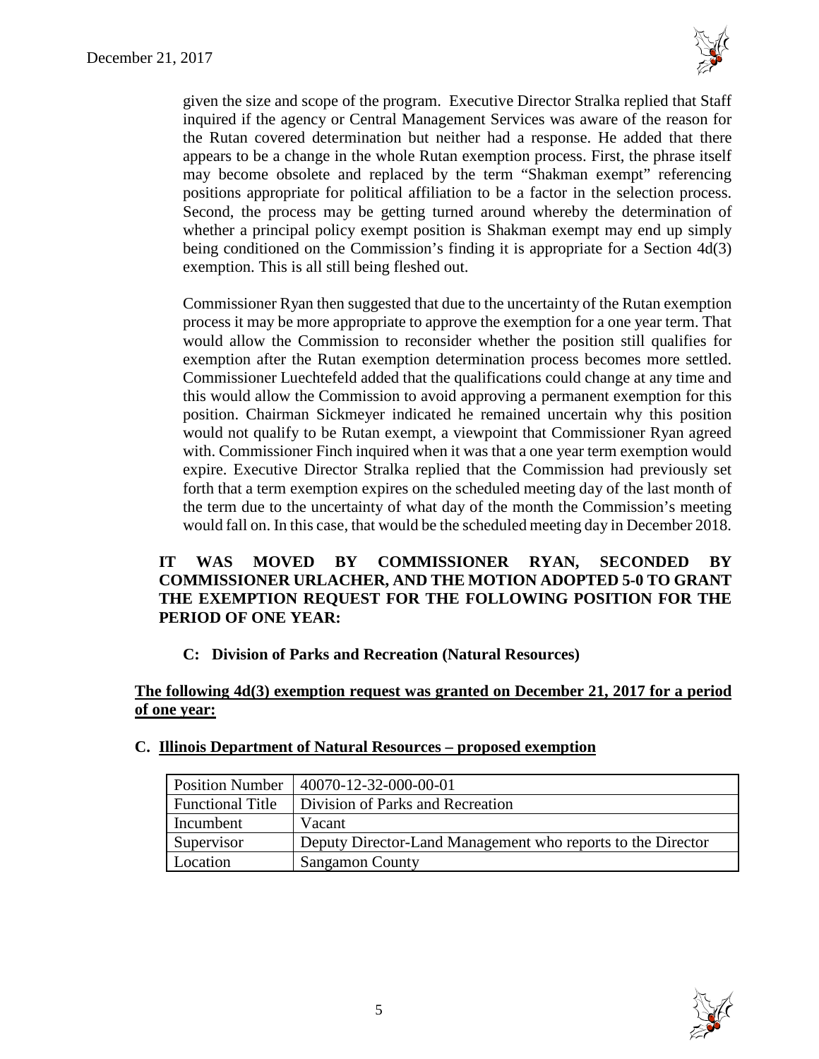given the size and scope of the program. Executive Director Stralka replied that Staff inquired if the agency or Central Management Services was aware of the reason for the Rutan covered determination but neither had a response. He added that there appears to be a change in the whole Rutan exemption process. First, the phrase itself may become obsolete and replaced by the term "Shakman exempt" referencing positions appropriate for political affiliation to be a factor in the selection process. Second, the process may be getting turned around whereby the determination of whether a principal policy exempt position is Shakman exempt may end up simply being conditioned on the Commission's finding it is appropriate for a Section 4d(3) exemption. This is all still being fleshed out.

Commissioner Ryan then suggested that due to the uncertainty of the Rutan exemption process it may be more appropriate to approve the exemption for a one year term. That would allow the Commission to reconsider whether the position still qualifies for exemption after the Rutan exemption determination process becomes more settled. Commissioner Luechtefeld added that the qualifications could change at any time and this would allow the Commission to avoid approving a permanent exemption for this position. Chairman Sickmeyer indicated he remained uncertain why this position would not qualify to be Rutan exempt, a viewpoint that Commissioner Ryan agreed with. Commissioner Finch inquired when it was that a one year term exemption would expire. Executive Director Stralka replied that the Commission had previously set forth that a term exemption expires on the scheduled meeting day of the last month of the term due to the uncertainty of what day of the month the Commission's meeting would fall on. In this case, that would be the scheduled meeting day in December 2018.

**IT WAS MOVED BY COMMISSIONER RYAN, SECONDED BY COMMISSIONER URLACHER, AND THE MOTION ADOPTED 5-0 TO GRANT THE EXEMPTION REQUEST FOR THE FOLLOWING POSITION FOR THE PERIOD OF ONE YEAR:**

**C: Division of Parks and Recreation (Natural Resources)**

**The following 4d(3) exemption request was granted on December 21, 2017 for a period of one year:**

**C. Illinois Department of Natural Resources – proposed exemption**

| Position Number | 40070-12-32-000-00-01 |
|---|---|
| Functional Title | Division of Parks and Recreation |
| Incumbent | Vacant |
| Supervisor | Deputy Director-Land Management who reports to the Director |
| Location | Sangamon County |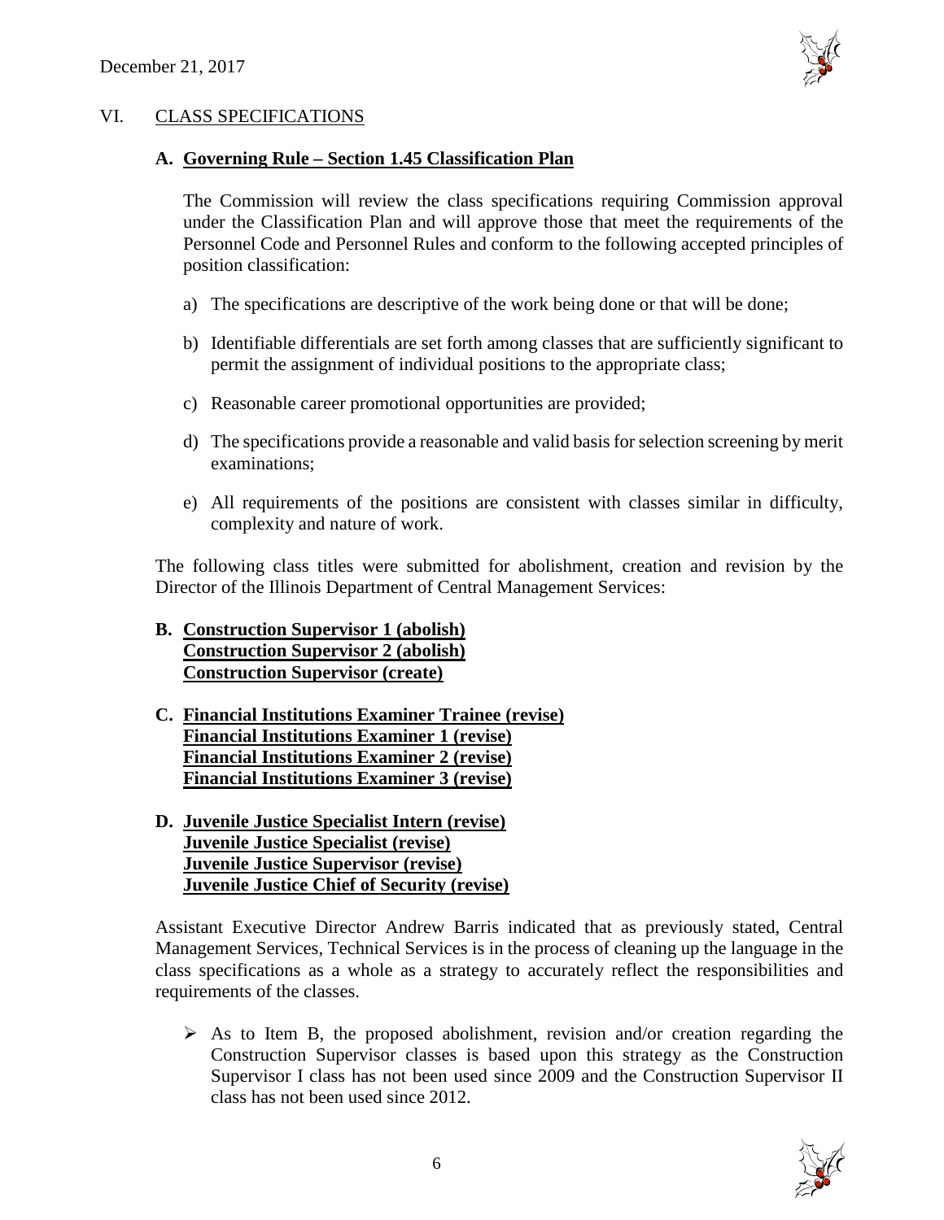## VI. CLASS SPECIFICATIONS

### A. Governing Rule – Section 1.45 Classification Plan

The Commission will review the class specifications requiring Commission approval under the Classification Plan and will approve those that meet the requirements of the Personnel Code and Personnel Rules and conform to the following accepted principles of position classification:

a) The specifications are descriptive of the work being done or that will be done;

b) Identifiable differentials are set forth among classes that are sufficiently significant to permit the assignment of individual positions to the appropriate class;

c) Reasonable career promotional opportunities are provided;

d) The specifications provide a reasonable and valid basis for selection screening by merit examinations;

e) All requirements of the positions are consistent with classes similar in difficulty, complexity and nature of work.

The following class titles were submitted for abolishment, creation and revision by the Director of the Illinois Department of Central Management Services:

### B. Construction Supervisor 1 (abolish)
**Construction Supervisor 2 (abolish)**
**Construction Supervisor (create)**

### C. Financial Institutions Examiner Trainee (revise)
**Financial Institutions Examiner 1 (revise)**
**Financial Institutions Examiner 2 (revise)**
**Financial Institutions Examiner 3 (revise)**

### D. Juvenile Justice Specialist Intern (revise)
**Juvenile Justice Specialist (revise)**
**Juvenile Justice Supervisor (revise)**
**Juvenile Justice Chief of Security (revise)**

Assistant Executive Director Andrew Barris indicated that as previously stated, Central Management Services, Technical Services is in the process of cleaning up the language in the class specifications as a whole as a strategy to accurately reflect the responsibilities and requirements of the classes.

- As to Item B, the proposed abolishment, revision and/or creation regarding the Construction Supervisor classes is based upon this strategy as the Construction Supervisor I class has not been used since 2009 and the Construction Supervisor II class has not been used since 2012.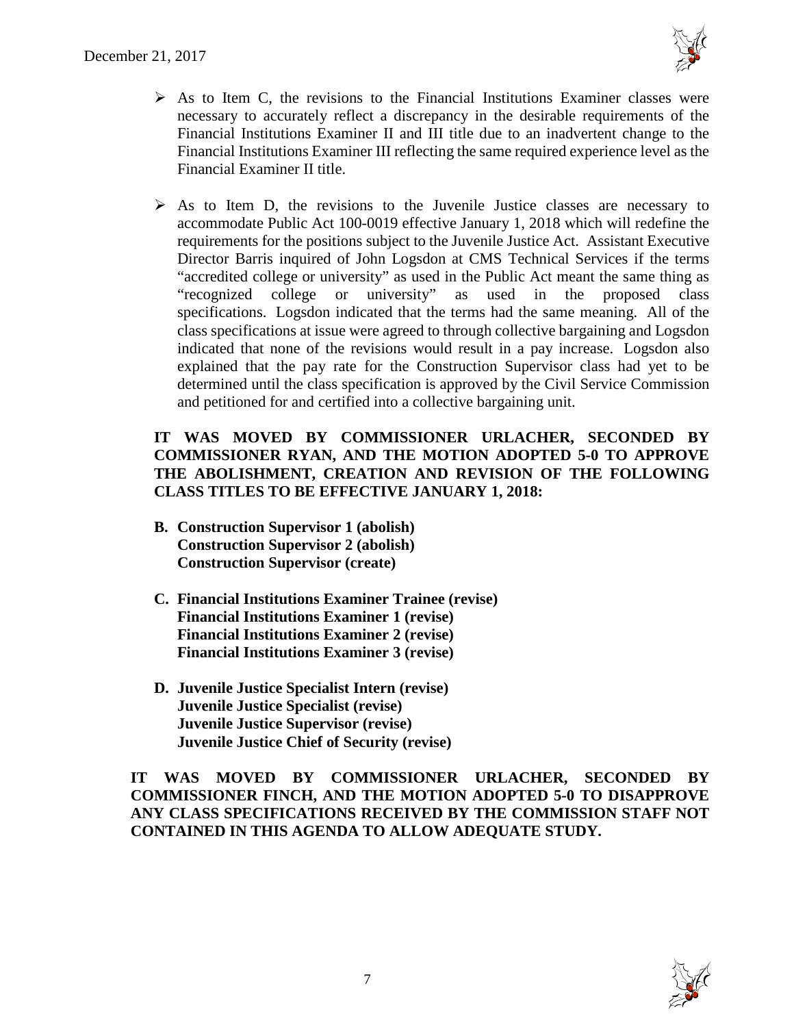- As to Item C, the revisions to the Financial Institutions Examiner classes were necessary to accurately reflect a discrepancy in the desirable requirements of the Financial Institutions Examiner II and III title due to an inadvertent change to the Financial Institutions Examiner III reflecting the same required experience level as the Financial Examiner II title.

- As to Item D, the revisions to the Juvenile Justice classes are necessary to accommodate Public Act 100-0019 effective January 1, 2018 which will redefine the requirements for the positions subject to the Juvenile Justice Act. Assistant Executive Director Barris inquired of John Logsdon at CMS Technical Services if the terms "accredited college or university" as used in the Public Act meant the same thing as "recognized college or university" as used in the proposed class specifications. Logsdon indicated that the terms had the same meaning. All of the class specifications at issue were agreed to through collective bargaining and Logsdon indicated that none of the revisions would result in a pay increase. Logsdon also explained that the pay rate for the Construction Supervisor class had yet to be determined until the class specification is approved by the Civil Service Commission and petitioned for and certified into a collective bargaining unit.

**IT WAS MOVED BY COMMISSIONER URLACHER, SECONDED BY COMMISSIONER RYAN, AND THE MOTION ADOPTED 5-0 TO APPROVE THE ABOLISHMENT, CREATION AND REVISION OF THE FOLLOWING CLASS TITLES TO BE EFFECTIVE JANUARY 1, 2018:**

**B. Construction Supervisor 1 (abolish)**
**Construction Supervisor 2 (abolish)**
**Construction Supervisor (create)**

**C. Financial Institutions Examiner Trainee (revise)**
**Financial Institutions Examiner 1 (revise)**
**Financial Institutions Examiner 2 (revise)**
**Financial Institutions Examiner 3 (revise)**

**D. Juvenile Justice Specialist Intern (revise)**
**Juvenile Justice Specialist (revise)**
**Juvenile Justice Supervisor (revise)**
**Juvenile Justice Chief of Security (revise)**

**IT WAS MOVED BY COMMISSIONER URLACHER, SECONDED BY COMMISSIONER FINCH, AND THE MOTION ADOPTED 5-0 TO DISAPPROVE ANY CLASS SPECIFICATIONS RECEIVED BY THE COMMISSION STAFF NOT CONTAINED IN THIS AGENDA TO ALLOW ADEQUATE STUDY.**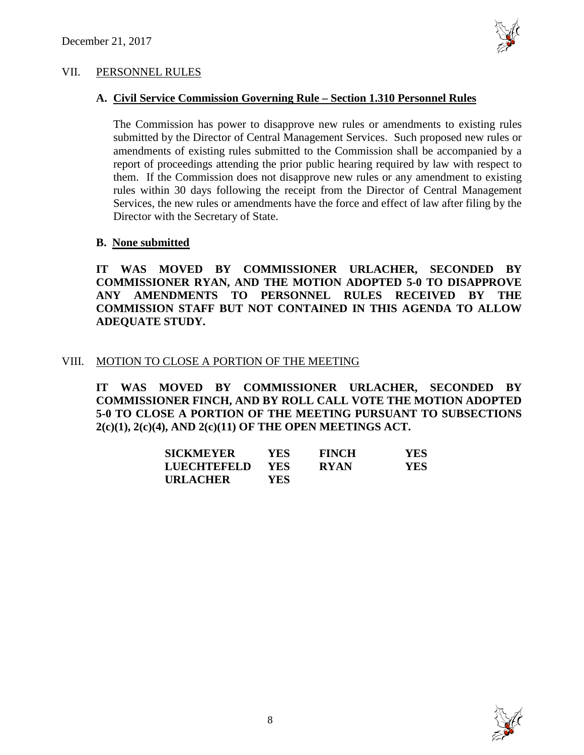## VII. PERSONNEL RULES

### A. Civil Service Commission Governing Rule – Section 1.310 Personnel Rules

The Commission has power to disapprove new rules or amendments to existing rules submitted by the Director of Central Management Services. Such proposed new rules or amendments of existing rules submitted to the Commission shall be accompanied by a report of proceedings attending the prior public hearing required by law with respect to them. If the Commission does not disapprove new rules or any amendment to existing rules within 30 days following the receipt from the Director of Central Management Services, the new rules or amendments have the force and effect of law after filing by the Director with the Secretary of State.

### B. None submitted

**IT WAS MOVED BY COMMISSIONER URLACHER, SECONDED BY COMMISSIONER RYAN, AND THE MOTION ADOPTED 5-0 TO DISAPPROVE ANY AMENDMENTS TO PERSONNEL RULES RECEIVED BY THE COMMISSION STAFF BUT NOT CONTAINED IN THIS AGENDA TO ALLOW ADEQUATE STUDY.**

## VIII. MOTION TO CLOSE A PORTION OF THE MEETING

**IT WAS MOVED BY COMMISSIONER URLACHER, SECONDED BY COMMISSIONER FINCH, AND BY ROLL CALL VOTE THE MOTION ADOPTED 5-0 TO CLOSE A PORTION OF THE MEETING PURSUANT TO SUBSECTIONS 2(c)(1), 2(c)(4), AND 2(c)(11) OF THE OPEN MEETINGS ACT.**

| | | | |
|---|---|---|---|
| **SICKMEYER** | **YES** | **FINCH** | **YES** |
| **LUECHTEFELD** | **YES** | **RYAN** | **YES** |
| **URLACHER** | **YES** | | |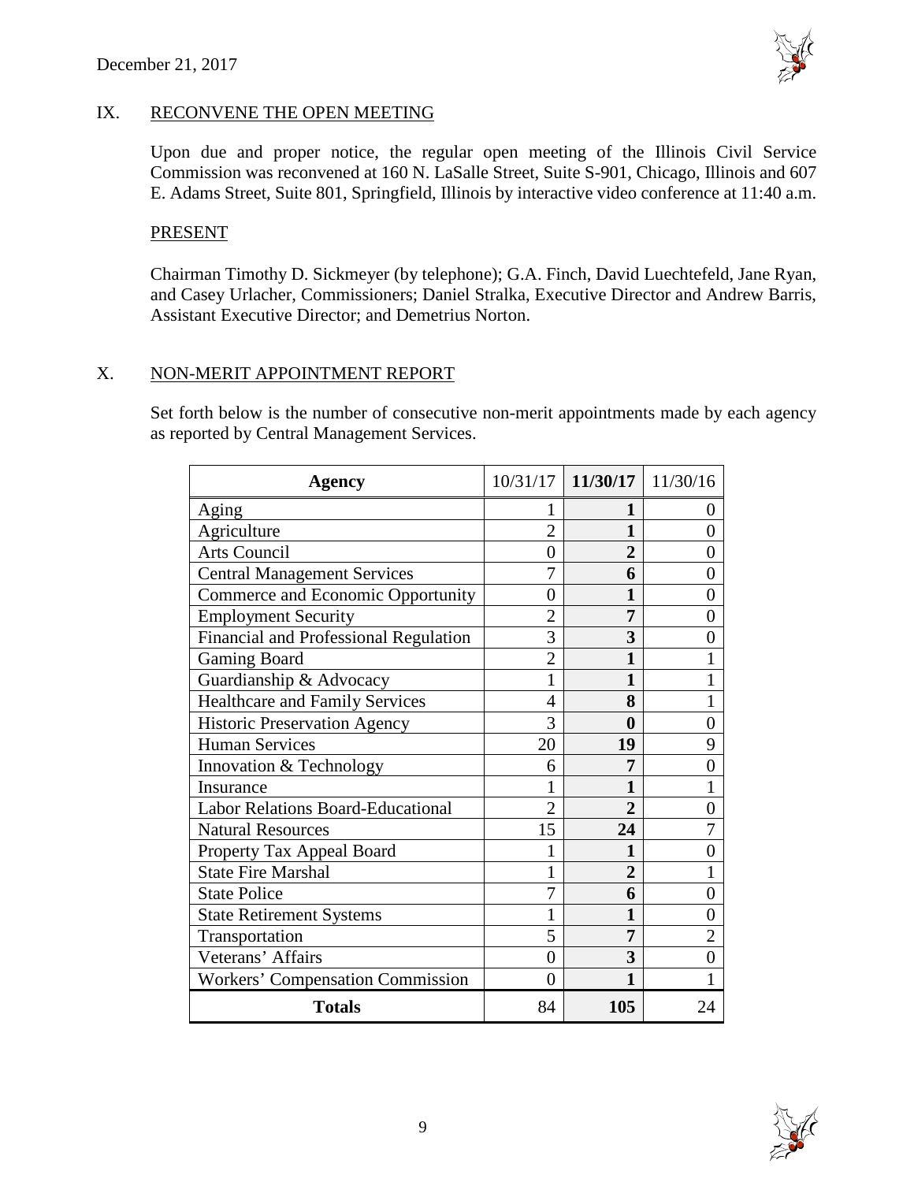December 21, 2017

## IX. RECONVENE THE OPEN MEETING

Upon due and proper notice, the regular open meeting of the Illinois Civil Service Commission was reconvened at 160 N. LaSalle Street, Suite S-901, Chicago, Illinois and 607 E. Adams Street, Suite 801, Springfield, Illinois by interactive video conference at 11:40 a.m.

### PRESENT

Chairman Timothy D. Sickmeyer (by telephone); G.A. Finch, David Luechtefeld, Jane Ryan, and Casey Urlacher, Commissioners; Daniel Stralka, Executive Director and Andrew Barris, Assistant Executive Director; and Demetrius Norton.

## X. NON-MERIT APPOINTMENT REPORT

Set forth below is the number of consecutive non-merit appointments made by each agency as reported by Central Management Services.

| Agency | 10/31/17 | **11/30/17** | 11/30/16 |
|---|---|---|---|
| Aging | 1 | **1** | 0 |
| Agriculture | 2 | **1** | 0 |
| Arts Council | 0 | **2** | 0 |
| Central Management Services | 7 | **6** | 0 |
| Commerce and Economic Opportunity | 0 | **1** | 0 |
| Employment Security | 2 | **7** | 0 |
| Financial and Professional Regulation | 3 | **3** | 0 |
| Gaming Board | 2 | **1** | 1 |
| Guardianship & Advocacy | 1 | **1** | 1 |
| Healthcare and Family Services | 4 | **8** | 1 |
| Historic Preservation Agency | 3 | **0** | 0 |
| Human Services | 20 | **19** | 9 |
| Innovation & Technology | 6 | **7** | 0 |
| Insurance | 1 | **1** | 1 |
| Labor Relations Board-Educational | 2 | **2** | 0 |
| Natural Resources | 15 | **24** | 7 |
| Property Tax Appeal Board | 1 | **1** | 0 |
| State Fire Marshal | 1 | **2** | 1 |
| State Police | 7 | **6** | 0 |
| State Retirement Systems | 1 | **1** | 0 |
| Transportation | 5 | **7** | 2 |
| Veterans' Affairs | 0 | **3** | 0 |
| Workers' Compensation Commission | 0 | **1** | 1 |
| **Totals** | 84 | **105** | 24 |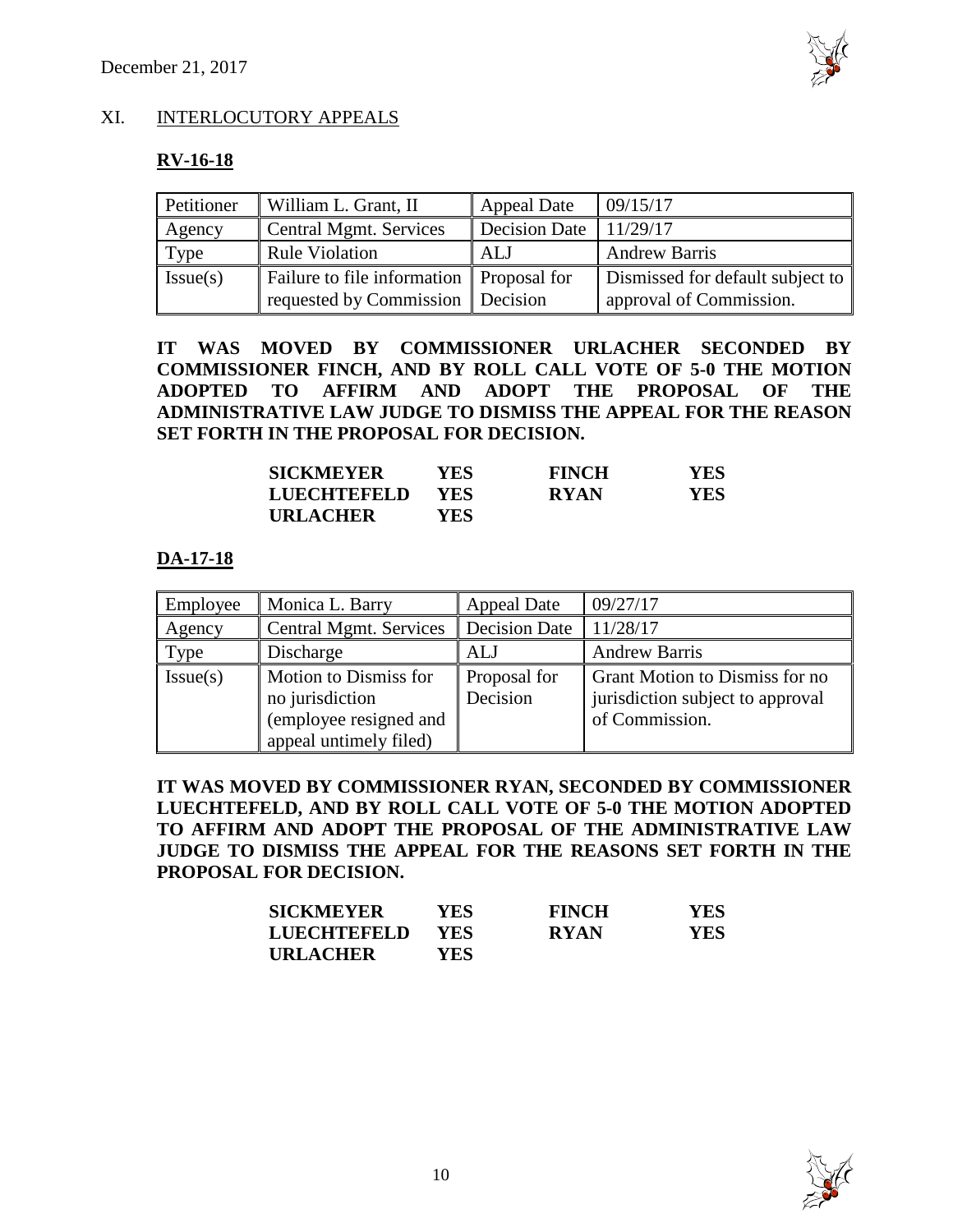## XI. INTERLOCUTORY APPEALS

### RV-16-18

| Petitioner | William L. Grant, II | Appeal Date | 09/15/17 |
|---|---|---|---|
| Agency | Central Mgmt. Services | Decision Date | 11/29/17 |
| Type | Rule Violation | ALJ | Andrew Barris |
| Issue(s) | Failure to file information requested by Commission | Proposal for Decision | Dismissed for default subject to approval of Commission. |

**IT WAS MOVED BY COMMISSIONER URLACHER SECONDED BY COMMISSIONER FINCH, AND BY ROLL CALL VOTE OF 5-0 THE MOTION ADOPTED TO AFFIRM AND ADOPT THE PROPOSAL OF THE ADMINISTRATIVE LAW JUDGE TO DISMISS THE APPEAL FOR THE REASON SET FORTH IN THE PROPOSAL FOR DECISION.**

| | | | |
|---|---|---|---|
| **SICKMEYER** | **YES** | **FINCH** | **YES** |
| **LUECHTEFELD** | **YES** | **RYAN** | **YES** |
| **URLACHER** | **YES** | | |

### DA-17-18

| Employee | Monica L. Barry | Appeal Date | 09/27/17 |
|---|---|---|---|
| Agency | Central Mgmt. Services | Decision Date | 11/28/17 |
| Type | Discharge | ALJ | Andrew Barris |
| Issue(s) | Motion to Dismiss for no jurisdiction (employee resigned and appeal untimely filed) | Proposal for Decision | Grant Motion to Dismiss for no jurisdiction subject to approval of Commission. |

**IT WAS MOVED BY COMMISSIONER RYAN, SECONDED BY COMMISSIONER LUECHTEFELD, AND BY ROLL CALL VOTE OF 5-0 THE MOTION ADOPTED TO AFFIRM AND ADOPT THE PROPOSAL OF THE ADMINISTRATIVE LAW JUDGE TO DISMISS THE APPEAL FOR THE REASONS SET FORTH IN THE PROPOSAL FOR DECISION.**

| | | | |
|---|---|---|---|
| **SICKMEYER** | **YES** | **FINCH** | **YES** |
| **LUECHTEFELD** | **YES** | **RYAN** | **YES** |
| **URLACHER** | **YES** | | |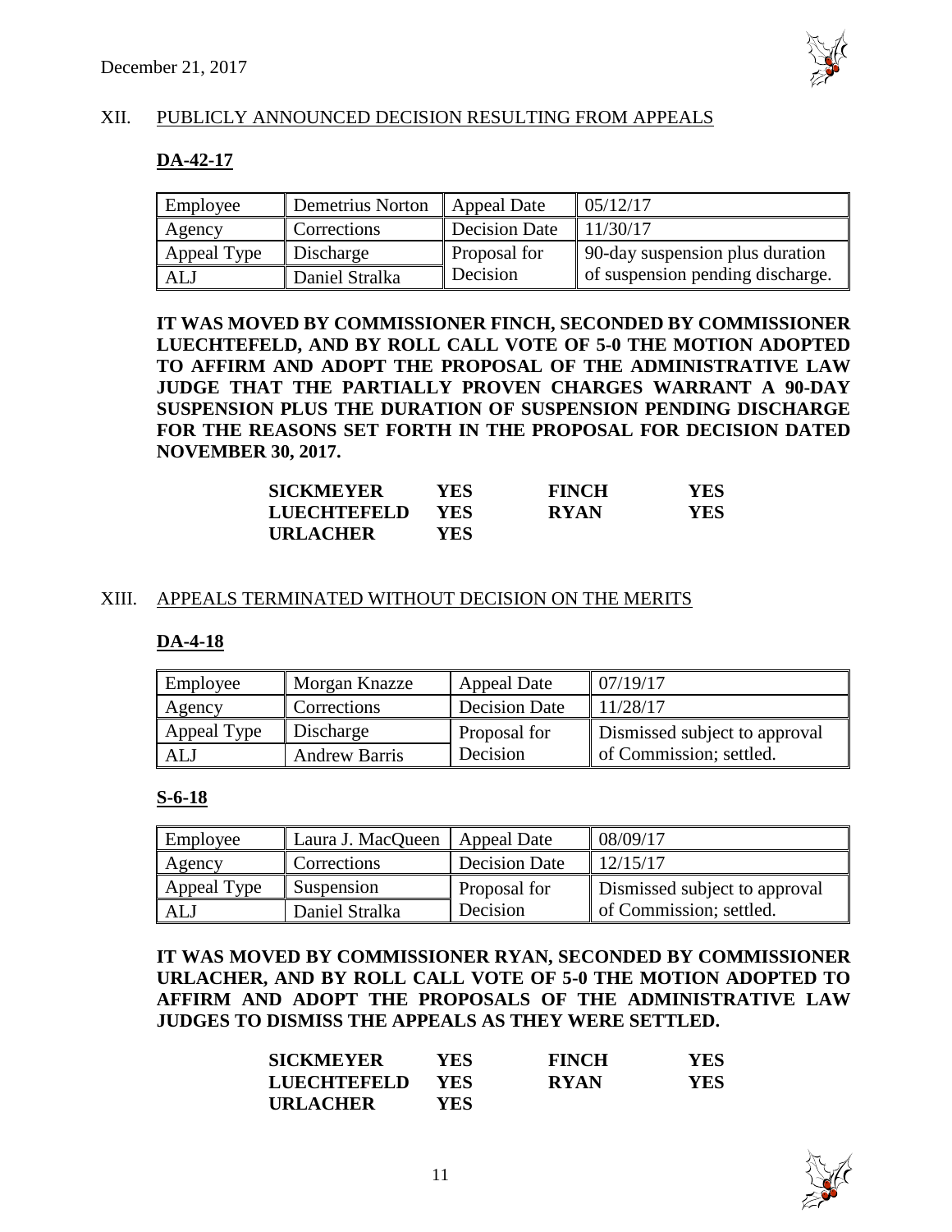## XII. PUBLICLY ANNOUNCED DECISION RESULTING FROM APPEALS

### DA-42-17

| Employee | Demetrius Norton | Appeal Date | 05/12/17 |
|---|---|---|---|
| Agency | Corrections | Decision Date | 11/30/17 |
| Appeal Type | Discharge | Proposal for Decision | 90-day suspension plus duration of suspension pending discharge. |
| ALJ | Daniel Stralka | | |

**IT WAS MOVED BY COMMISSIONER FINCH, SECONDED BY COMMISSIONER LUECHTEFELD, AND BY ROLL CALL VOTE OF 5-0 THE MOTION ADOPTED TO AFFIRM AND ADOPT THE PROPOSAL OF THE ADMINISTRATIVE LAW JUDGE THAT THE PARTIALLY PROVEN CHARGES WARRANT A 90-DAY SUSPENSION PLUS THE DURATION OF SUSPENSION PENDING DISCHARGE FOR THE REASONS SET FORTH IN THE PROPOSAL FOR DECISION DATED NOVEMBER 30, 2017.**

| | | | |
|---|---|---|---|
| **SICKMEYER** | **YES** | **FINCH** | **YES** |
| **LUECHTEFELD** | **YES** | **RYAN** | **YES** |
| **URLACHER** | **YES** | | |

## XIII. APPEALS TERMINATED WITHOUT DECISION ON THE MERITS

### DA-4-18

| Employee | Morgan Knazze | Appeal Date | 07/19/17 |
|---|---|---|---|
| Agency | Corrections | Decision Date | 11/28/17 |
| Appeal Type | Discharge | Proposal for Decision | Dismissed subject to approval of Commission; settled. |
| ALJ | Andrew Barris | | |

### S-6-18

| Employee | Laura J. MacQueen | Appeal Date | 08/09/17 |
|---|---|---|---|
| Agency | Corrections | Decision Date | 12/15/17 |
| Appeal Type | Suspension | Proposal for Decision | Dismissed subject to approval of Commission; settled. |
| ALJ | Daniel Stralka | | |

**IT WAS MOVED BY COMMISSIONER RYAN, SECONDED BY COMMISSIONER URLACHER, AND BY ROLL CALL VOTE OF 5-0 THE MOTION ADOPTED TO AFFIRM AND ADOPT THE PROPOSALS OF THE ADMINISTRATIVE LAW JUDGES TO DISMISS THE APPEALS AS THEY WERE SETTLED.**

| | | | |
|---|---|---|---|
| **SICKMEYER** | **YES** | **FINCH** | **YES** |
| **LUECHTEFELD** | **YES** | **RYAN** | **YES** |
| **URLACHER** | **YES** | | |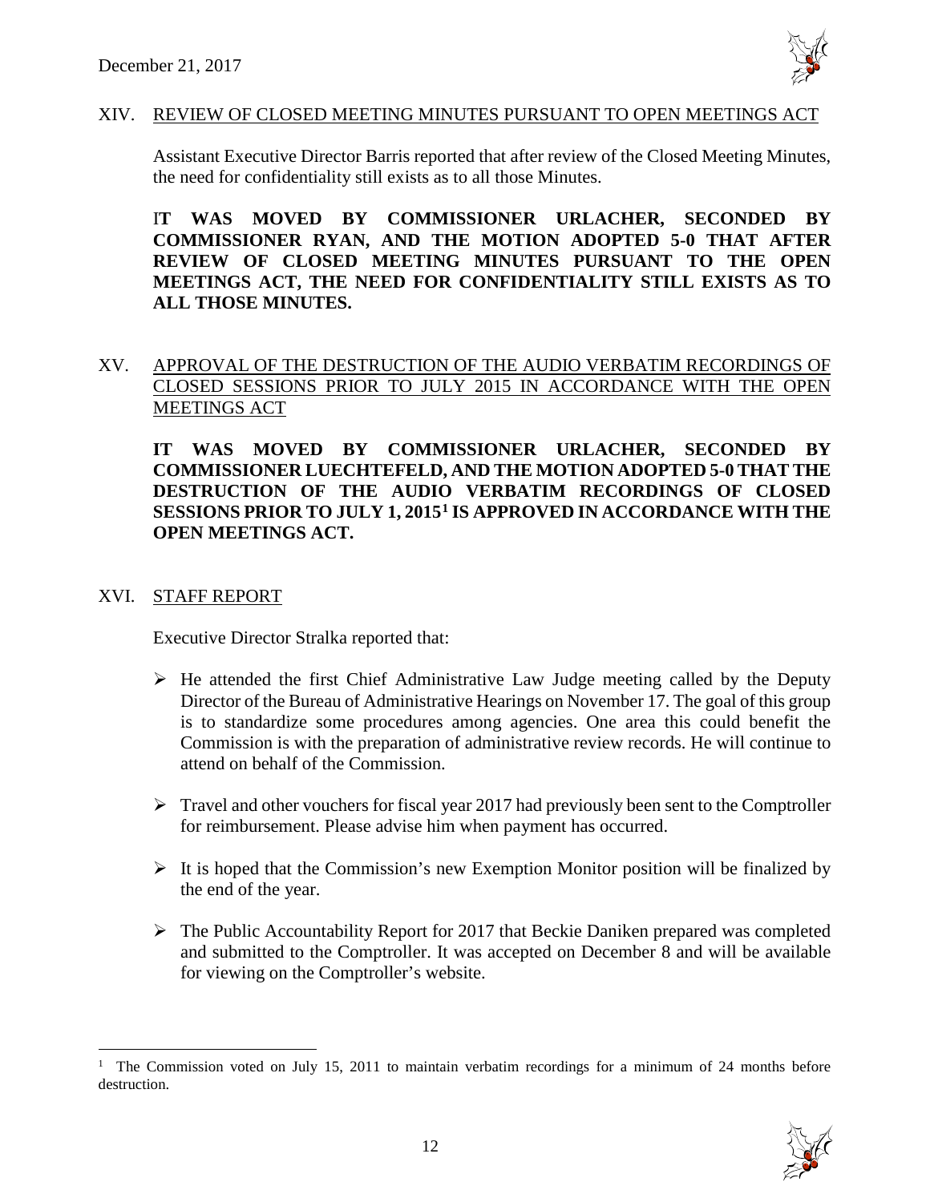## XIV. REVIEW OF CLOSED MEETING MINUTES PURSUANT TO OPEN MEETINGS ACT

Assistant Executive Director Barris reported that after review of the Closed Meeting Minutes, the need for confidentiality still exists as to all those Minutes.

**IT WAS MOVED BY COMMISSIONER URLACHER, SECONDED BY COMMISSIONER RYAN, AND THE MOTION ADOPTED 5-0 THAT AFTER REVIEW OF CLOSED MEETING MINUTES PURSUANT TO THE OPEN MEETINGS ACT, THE NEED FOR CONFIDENTIALITY STILL EXISTS AS TO ALL THOSE MINUTES.**

## XV. APPROVAL OF THE DESTRUCTION OF THE AUDIO VERBATIM RECORDINGS OF CLOSED SESSIONS PRIOR TO JULY 2015 IN ACCORDANCE WITH THE OPEN MEETINGS ACT

**IT WAS MOVED BY COMMISSIONER URLACHER, SECONDED BY COMMISSIONER LUECHTEFELD, AND THE MOTION ADOPTED 5-0 THAT THE DESTRUCTION OF THE AUDIO VERBATIM RECORDINGS OF CLOSED SESSIONS PRIOR TO JULY 1, 2015[1] IS APPROVED IN ACCORDANCE WITH THE OPEN MEETINGS ACT.**

## XVI. STAFF REPORT

Executive Director Stralka reported that:

- He attended the first Chief Administrative Law Judge meeting called by the Deputy Director of the Bureau of Administrative Hearings on November 17. The goal of this group is to standardize some procedures among agencies. One area this could benefit the Commission is with the preparation of administrative review records. He will continue to attend on behalf of the Commission.
- Travel and other vouchers for fiscal year 2017 had previously been sent to the Comptroller for reimbursement. Please advise him when payment has occurred.
- It is hoped that the Commission's new Exemption Monitor position will be finalized by the end of the year.
- The Public Accountability Report for 2017 that Beckie Daniken prepared was completed and submitted to the Comptroller. It was accepted on December 8 and will be available for viewing on the Comptroller's website.

---

[1] The Commission voted on July 15, 2011 to maintain verbatim recordings for a minimum of 24 months before destruction.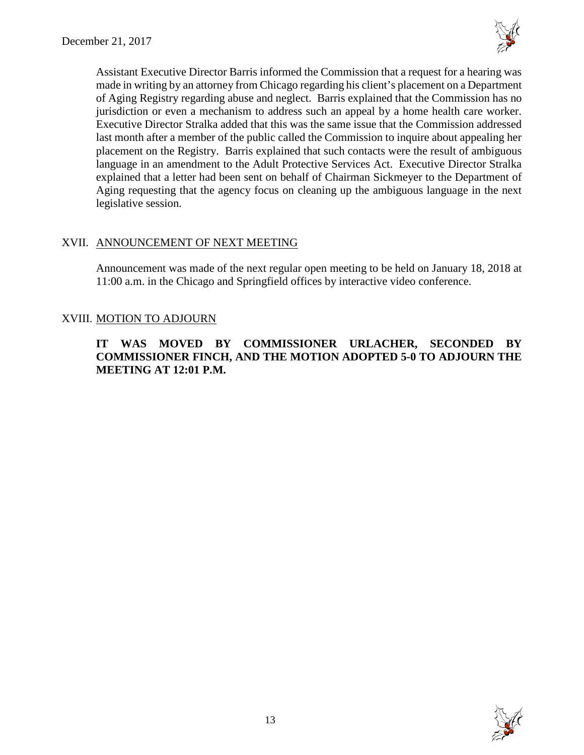Assistant Executive Director Barris informed the Commission that a request for a hearing was made in writing by an attorney from Chicago regarding his client's placement on a Department of Aging Registry regarding abuse and neglect. Barris explained that the Commission has no jurisdiction or even a mechanism to address such an appeal by a home health care worker. Executive Director Stralka added that this was the same issue that the Commission addressed last month after a member of the public called the Commission to inquire about appealing her placement on the Registry. Barris explained that such contacts were the result of ambiguous language in an amendment to the Adult Protective Services Act. Executive Director Stralka explained that a letter had been sent on behalf of Chairman Sickmeyer to the Department of Aging requesting that the agency focus on cleaning up the ambiguous language in the next legislative session.

## XVII. ANNOUNCEMENT OF NEXT MEETING

Announcement was made of the next regular open meeting to be held on January 18, 2018 at 11:00 a.m. in the Chicago and Springfield offices by interactive video conference.

## XVIII. MOTION TO ADJOURN

**IT WAS MOVED BY COMMISSIONER URLACHER, SECONDED BY COMMISSIONER FINCH, AND THE MOTION ADOPTED 5-0 TO ADJOURN THE MEETING AT 12:01 P.M.**